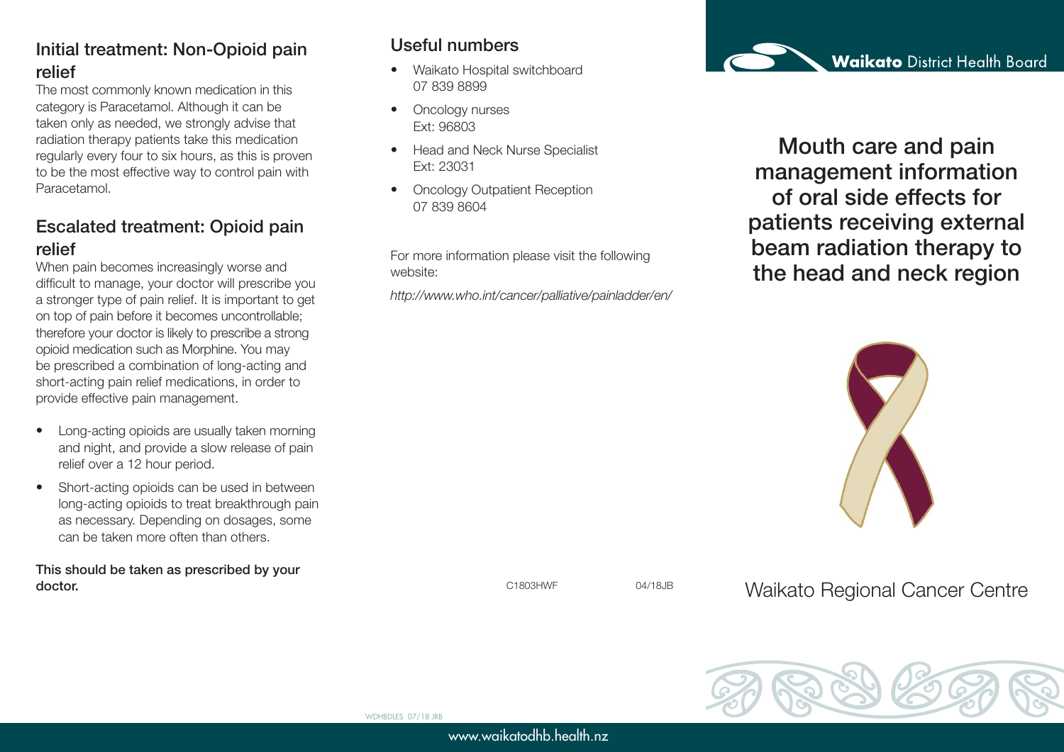## Initial treatment: Non-Opioid pain relief

The most commonly known medication in this category is Paracetamol. Although it can be taken only as needed, we strongly advise that radiation therapy patients take this medication regularly every four to six hours, as this is proven to be the most effective way to control pain with Paracetamol.

## Escalated treatment: Opioid pain relief

When pain becomes increasingly worse and difficult to manage, your doctor will prescribe you a stronger type of pain relief. It is important to get on top of pain before it becomes uncontrollable; therefore your doctor is likely to prescribe a strong opioid medication such as Morphine. You may be prescribed a combination of long-acting and short-acting pain relief medications, in order to provide effective pain management.

- Long-acting opioids are usually taken morning and night, and provide a slow release of pain relief over a 12 hour period.
- Short-acting opioids can be used in between long-acting opioids to treat breakthrough pain as necessary. Depending on dosages, some can be taken more often than others.

**This should be taken as prescribed by your doctor.**

## Useful numbers

- Waikato Hospital switchboard  
  07 839 8899
- Oncology nurses  
  Ext: 96803
- Head and Neck Nurse Specialist  
  Ext: 23031
- Oncology Outpatient Reception  
  07 839 8604

For more information please visit the following website:

*http://www.who.int/cancer/palliative/painladder/en/*

C1803HWF 04/18JB

**Waikato** District Health Board

# Mouth care and pain management information of oral side effects for patients receiving external beam radiation therapy to the head and neck region

Waikato Regional Cancer Centre

WDHBDLES 07/18 JRB

www.waikatodhb.health.nz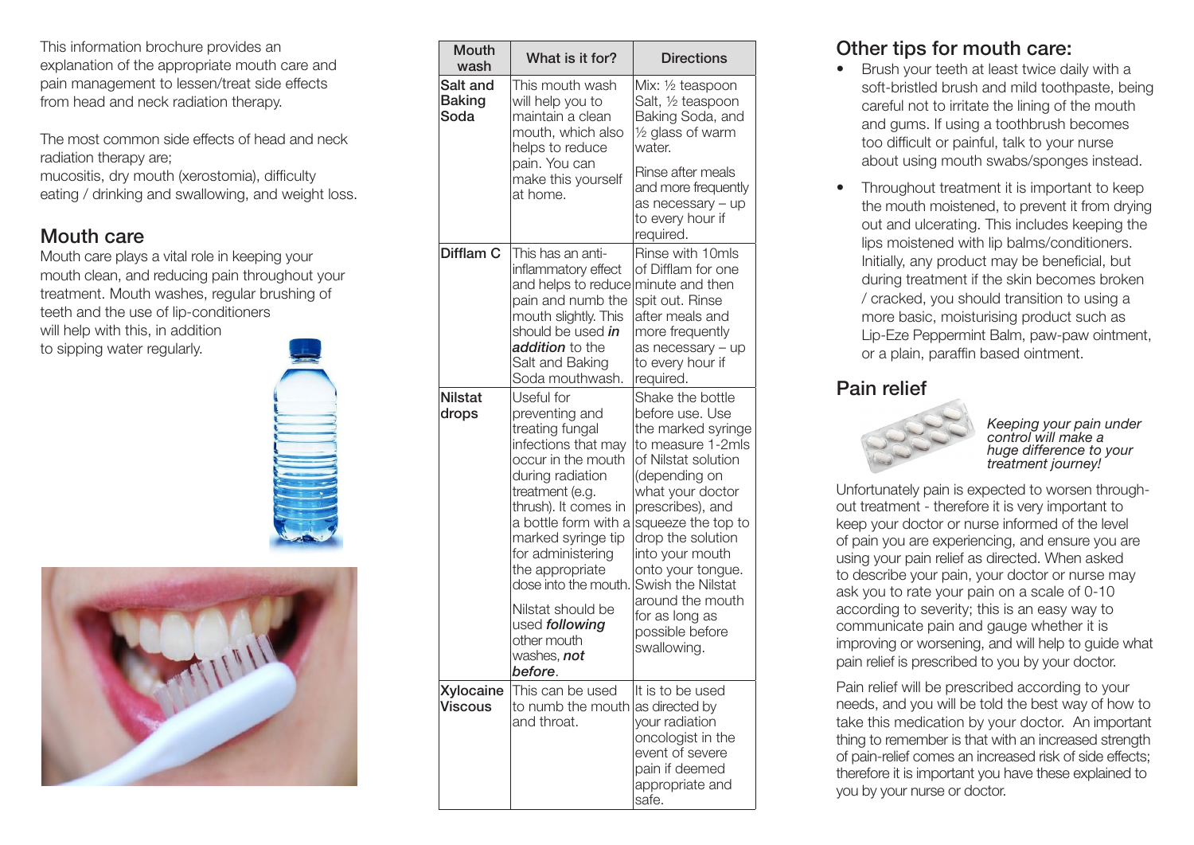This information brochure provides an explanation of the appropriate mouth care and pain management to lessen/treat side effects from head and neck radiation therapy.

The most common side effects of head and neck radiation therapy are; mucositis, dry mouth (xerostomia), difficulty eating / drinking and swallowing, and weight loss.

## Mouth care

Mouth care plays a vital role in keeping your mouth clean, and reducing pain throughout your treatment. Mouth washes, regular brushing of teeth and the use of lip-conditioners will help with this, in addition to sipping water regularly.

| Mouth wash | What is it for? | Directions |
|---|---|---|
| **Salt and Baking Soda** | This mouth wash will help you to maintain a clean mouth, which also helps to reduce pain. You can make this yourself at home. | Mix: ½ teaspoon Salt, ½ teaspoon Baking Soda, and ½ glass of warm water. Rinse after meals and more frequently as necessary – up to every hour if required. |
| **Difflam C** | This has an anti-inflammatory effect and helps to reduce pain and numb the mouth slightly. This should be used ***in addition*** to the Salt and Baking Soda mouthwash. | Rinse with 10mls of Difflam for one minute and then spit out. Rinse after meals and more frequently as necessary – up to every hour if required. |
| **Nilstat drops** | Useful for preventing and treating fungal infections that may occur in the mouth during radiation treatment (e.g. thrush). It comes in a bottle form with a marked syringe tip for administering the appropriate dose into the mouth. Nilstat should be used ***following*** other mouth washes, ***not before***. | Shake the bottle before use. Use the marked syringe to measure 1-2mls of Nilstat solution (depending on what your doctor prescribes), and squeeze the top to drop the solution into your mouth onto your tongue. Swish the Nilstat around the mouth for as long as possible before swallowing. |
| **Xylocaine Viscous** | This can be used to numb the mouth and throat. | It is to be used as directed by your radiation oncologist in the event of severe pain if deemed appropriate and safe. |

## Other tips for mouth care:

- Brush your teeth at least twice daily with a soft-bristled brush and mild toothpaste, being careful not to irritate the lining of the mouth and gums. If using a toothbrush becomes too difficult or painful, talk to your nurse about using mouth swabs/sponges instead.
- Throughout treatment it is important to keep the mouth moistened, to prevent it from drying out and ulcerating. This includes keeping the lips moistened with lip balms/conditioners. Initially, any product may be beneficial, but during treatment if the skin becomes broken / cracked, you should transition to using a more basic, moisturising product such as Lip-Eze Peppermint Balm, paw-paw ointment, or a plain, paraffin based ointment.

## Pain relief

*Keeping your pain under control will make a huge difference to your treatment journey!*

Unfortunately pain is expected to worsen throughout treatment - therefore it is very important to keep your doctor or nurse informed of the level of pain you are experiencing, and ensure you are using your pain relief as directed. When asked to describe your pain, your doctor or nurse may ask you to rate your pain on a scale of 0-10 according to severity; this is an easy way to communicate pain and gauge whether it is improving or worsening, and will help to guide what pain relief is prescribed to you by your doctor.

Pain relief will be prescribed according to your needs, and you will be told the best way of how to take this medication by your doctor. An important thing to remember is that with an increased strength of pain-relief comes an increased risk of side effects; therefore it is important you have these explained to you by your nurse or doctor.